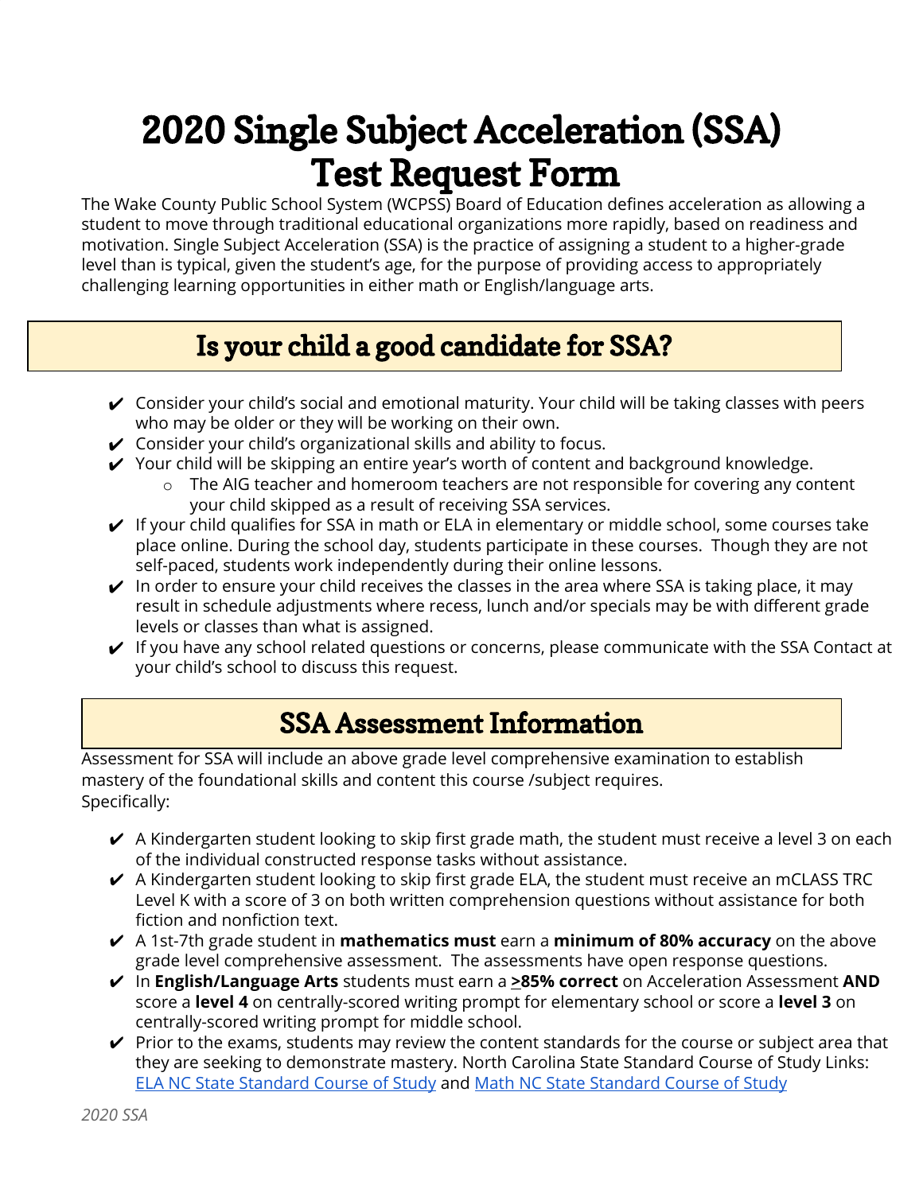# 2020 Single Subject Acceleration (SSA) Test Request Form

The Wake County Public School System (WCPSS) Board of Education defines acceleration as allowing a student to move through traditional educational organizations more rapidly, based on readiness and motivation. Single Subject Acceleration (SSA) is the practice of assigning a student to a higher-grade level than is typical, given the student's age, for the purpose of providing access to appropriately challenging learning opportunities in either math or English/language arts.

## Is your child a good candidate for SSA?

- ✔ Consider your child's social and emotional maturity. Your child will be taking classes with peers who may be older or they will be working on their own.
- ✔ Consider your child's organizational skills and ability to focus.
- ✔ Your child will be skipping an entire year's worth of content and background knowledge.
  - The AIG teacher and homeroom teachers are not responsible for covering any content your child skipped as a result of receiving SSA services.
- ✔ If your child qualifies for SSA in math or ELA in elementary or middle school, some courses take place online. During the school day, students participate in these courses. Though they are not self-paced, students work independently during their online lessons.
- ✔ In order to ensure your child receives the classes in the area where SSA is taking place, it may result in schedule adjustments where recess, lunch and/or specials may be with different grade levels or classes than what is assigned.
- ✔ If you have any school related questions or concerns, please communicate with the SSA Contact at your child's school to discuss this request.

## SSA Assessment Information

Assessment for SSA will include an above grade level comprehensive examination to establish mastery of the foundational skills and content this course /subject requires.
Specifically:

- ✔ A Kindergarten student looking to skip first grade math, the student must receive a level 3 on each of the individual constructed response tasks without assistance.
- ✔ A Kindergarten student looking to skip first grade ELA, the student must receive an mCLASS TRC Level K with a score of 3 on both written comprehension questions without assistance for both fiction and nonfiction text.
- ✔ A 1st-7th grade student in **mathematics must** earn a **minimum of 80% accuracy** on the above grade level comprehensive assessment. The assessments have open response questions.
- ✔ In **English/Language Arts** students must earn a **≥85% correct** on Acceleration Assessment **AND** score a **level 4** on centrally-scored writing prompt for elementary school or score a **level 3** on centrally-scored writing prompt for middle school.
- ✔ Prior to the exams, students may review the content standards for the course or subject area that they are seeking to demonstrate mastery. North Carolina State Standard Course of Study Links: ELA NC State Standard Course of Study and Math NC State Standard Course of Study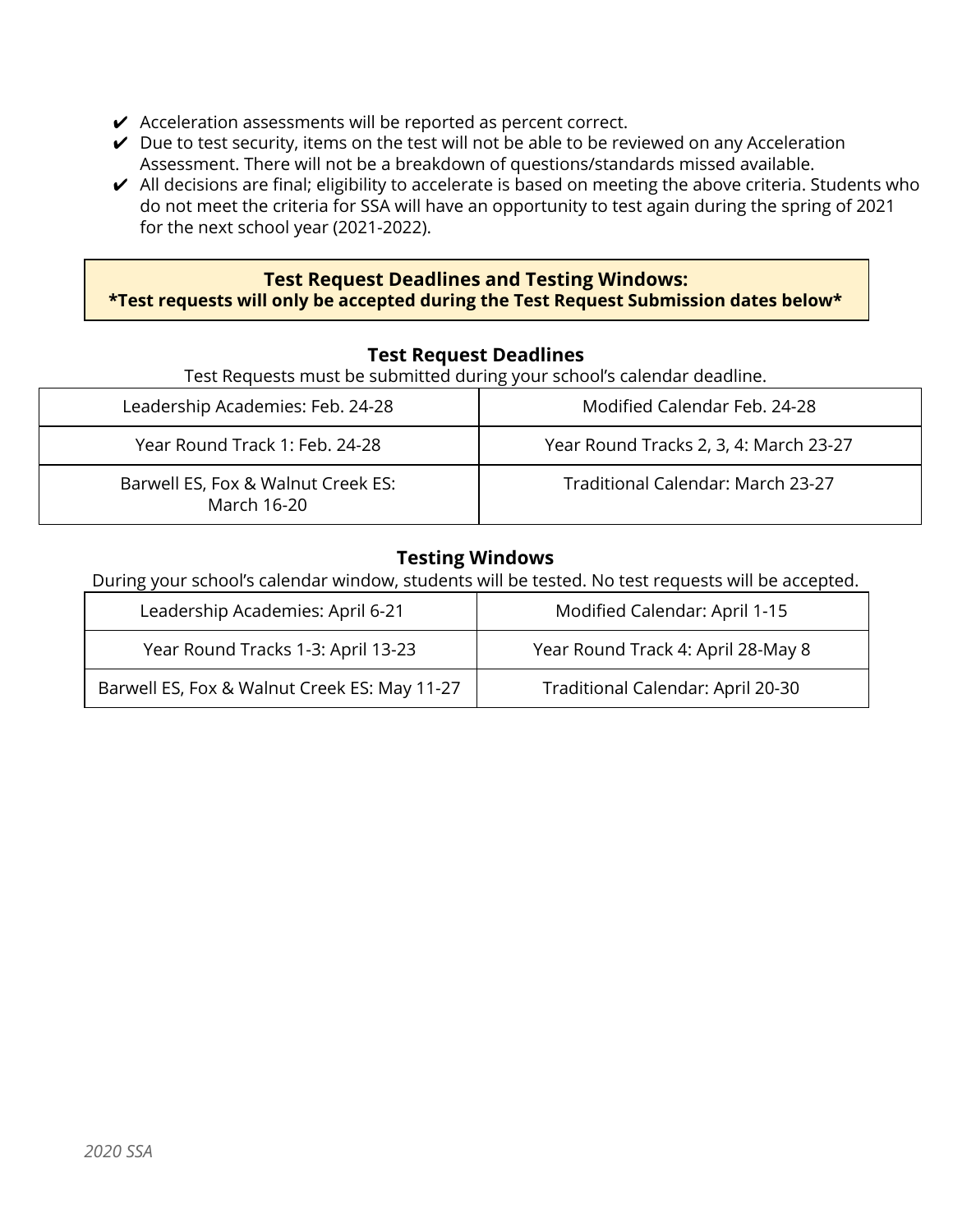- ✔ Acceleration assessments will be reported as percent correct.
- ✔ Due to test security, items on the test will not be able to be reviewed on any Acceleration Assessment. There will not be a breakdown of questions/standards missed available.
- ✔ All decisions are final; eligibility to accelerate is based on meeting the above criteria. Students who do not meet the criteria for SSA will have an opportunity to test again during the spring of 2021 for the next school year (2021-2022).

**Test Request Deadlines and Testing Windows:**
**\*Test requests will only be accepted during the Test Request Submission dates below\***

### Test Request Deadlines

Test Requests must be submitted during your school's calendar deadline.

| | |
|---|---|
| Leadership Academies: Feb. 24-28 | Modified Calendar Feb. 24-28 |
| Year Round Track 1: Feb. 24-28 | Year Round Tracks 2, 3, 4: March 23-27 |
| Barwell ES, Fox & Walnut Creek ES: March 16-20 | Traditional Calendar: March 23-27 |

### Testing Windows

During your school's calendar window, students will be tested. No test requests will be accepted.

| | |
|---|---|
| Leadership Academies: April 6-21 | Modified Calendar: April 1-15 |
| Year Round Tracks 1-3: April 13-23 | Year Round Track 4: April 28-May 8 |
| Barwell ES, Fox & Walnut Creek ES: May 11-27 | Traditional Calendar: April 20-30 |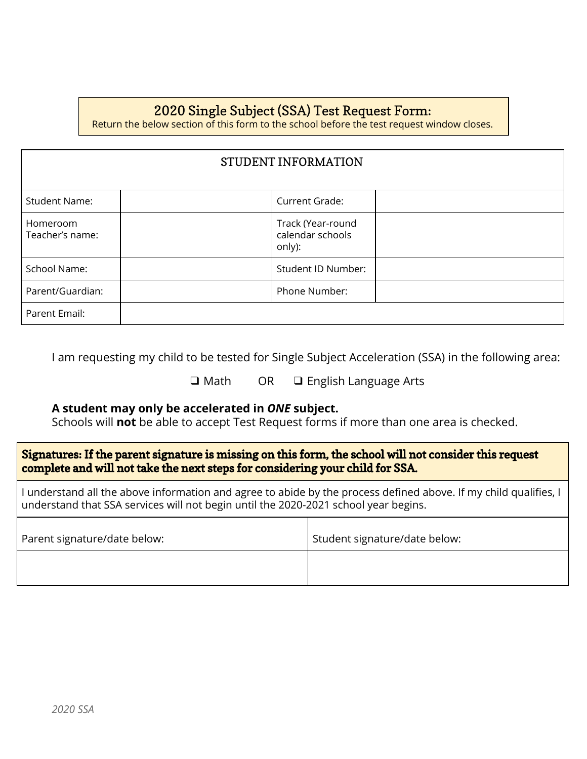## 2020 Single Subject (SSA) Test Request Form:

Return the below section of this form to the school before the test request window closes.

| STUDENT INFORMATION | | | |
|---|---|---|---|
| Student Name: | | Current Grade: | |
| Homeroom Teacher's name: | | Track (Year-round calendar schools only): | |
| School Name: | | Student ID Number: | |
| Parent/Guardian: | | Phone Number: | |
| Parent Email: | | | |

I am requesting my child to be tested for Single Subject Acceleration (SSA) in the following area:

❑ Math OR ❑ English Language Arts

**A student may only be accelerated in *ONE* subject.**
Schools will **not** be able to accept Test Request forms if more than one area is checked.

| **Signatures: If the parent signature is missing on this form, the school will not consider this request complete and will not take the next steps for considering your child for SSA.** | |
|---|---|
| I understand all the above information and agree to abide by the process defined above. If my child qualifies, I understand that SSA services will not begin until the 2020-2021 school year begins. | |
| Parent signature/date below: | Student signature/date below: |
| | |

*2020 SSA*